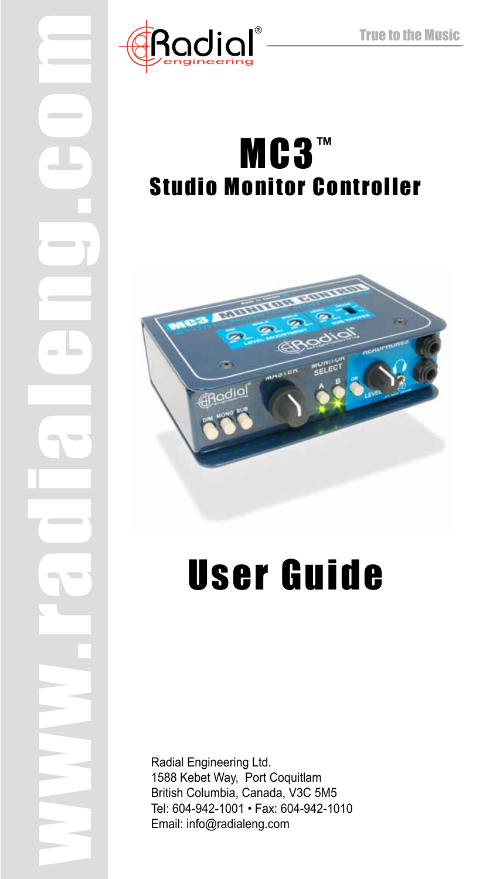www.radialeng.com

Radial® engineering

True to the Music

# MC3™
## Studio Monitor Controller

# User Guide

Radial Engineering Ltd.
1588 Kebet Way, Port Coquitlam
British Columbia, Canada, V3C 5M5
Tel: 604-942-1001 • Fax: 604-942-1010
Email: info@radialeng.com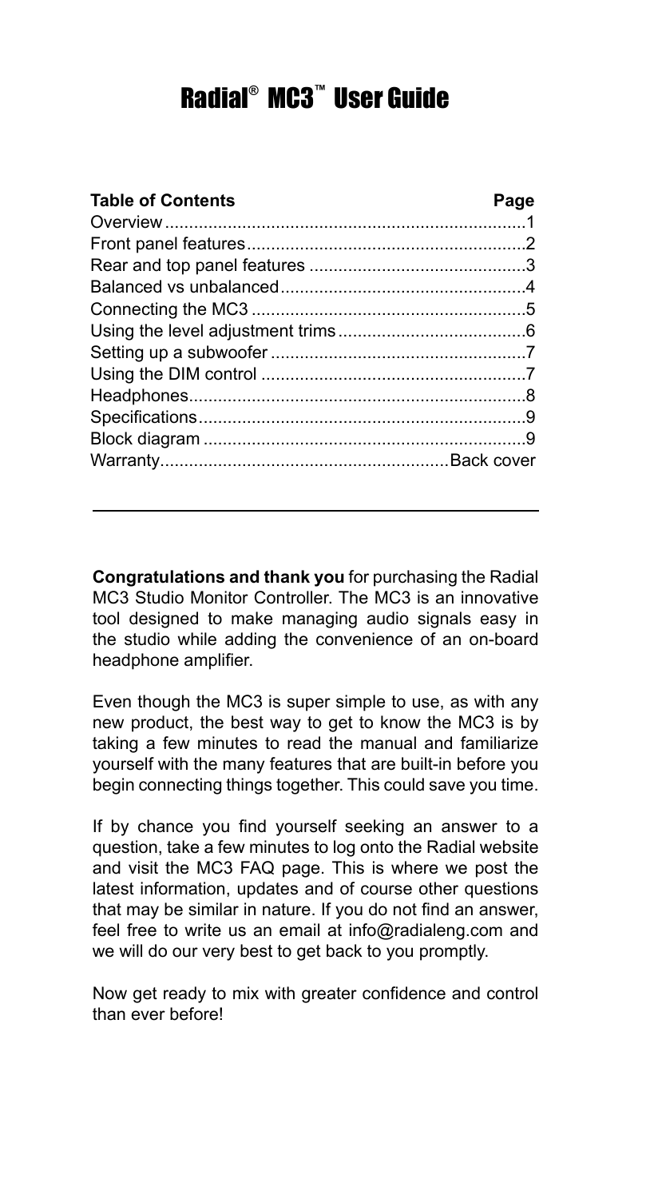# Radial® MC3™ User Guide

| Table of Contents | Page |
| --- | --- |
| Overview | 1 |
| Front panel features | 2 |
| Rear and top panel features | 3 |
| Balanced vs unbalanced | 4 |
| Connecting the MC3 | 5 |
| Using the level adjustment trims | 6 |
| Setting up a subwoofer | 7 |
| Using the DIM control | 7 |
| Headphones | 8 |
| Specifications | 9 |
| Block diagram | 9 |
| Warranty | Back cover |

---

**Congratulations and thank you** for purchasing the Radial MC3 Studio Monitor Controller. The MC3 is an innovative tool designed to make managing audio signals easy in the studio while adding the convenience of an on-board headphone amplifier.

Even though the MC3 is super simple to use, as with any new product, the best way to get to know the MC3 is by taking a few minutes to read the manual and familiarize yourself with the many features that are built-in before you begin connecting things together. This could save you time.

If by chance you find yourself seeking an answer to a question, take a few minutes to log onto the Radial website and visit the MC3 FAQ page. This is where we post the latest information, updates and of course other questions that may be similar in nature. If you do not find an answer, feel free to write us an email at info@radialeng.com and we will do our very best to get back to you promptly.

Now get ready to mix with greater confidence and control than ever before!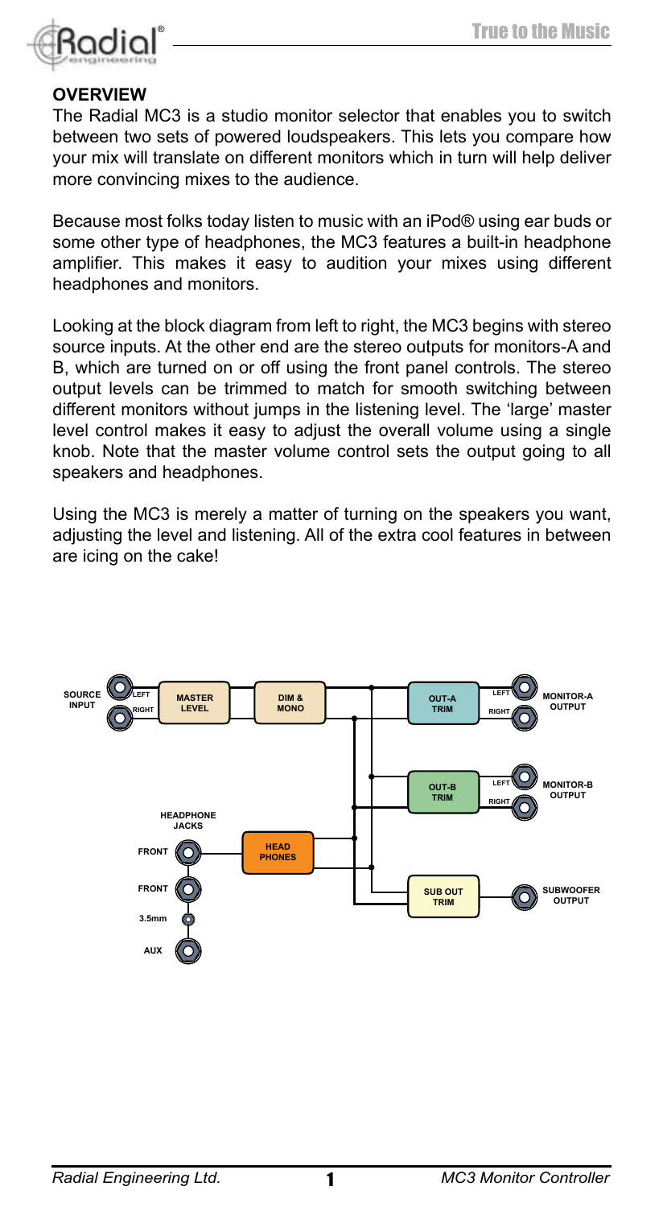## OVERVIEW

The Radial MC3 is a studio monitor selector that enables you to switch between two sets of powered loudspeakers. This lets you compare how your mix will translate on different monitors which in turn will help deliver more convincing mixes to the audience.

Because most folks today listen to music with an iPod® using ear buds or some other type of headphones, the MC3 features a built-in headphone amplifier. This makes it easy to audition your mixes using different headphones and monitors.

Looking at the block diagram from left to right, the MC3 begins with stereo source inputs. At the other end are the stereo outputs for monitors-A and B, which are turned on or off using the front panel controls. The stereo output levels can be trimmed to match for smooth switching between different monitors without jumps in the listening level. The 'large' master level control makes it easy to adjust the overall volume using a single knob. Note that the master volume control sets the output going to all speakers and headphones.

Using the MC3 is merely a matter of turning on the speakers you want, adjusting the level and listening. All of the extra cool features in between are icing on the cake!

SOURCE INPUT — LEFT, RIGHT — MASTER LEVEL — DIM & MONO — OUT-A TRIM — LEFT, RIGHT — MONITOR-A OUTPUT

OUT-B TRIM — LEFT, RIGHT — MONITOR-B OUTPUT

SUB OUT TRIM — SUBWOOFER OUTPUT

HEADPHONE JACKS — FRONT, FRONT, 3.5mm, AUX — HEAD PHONES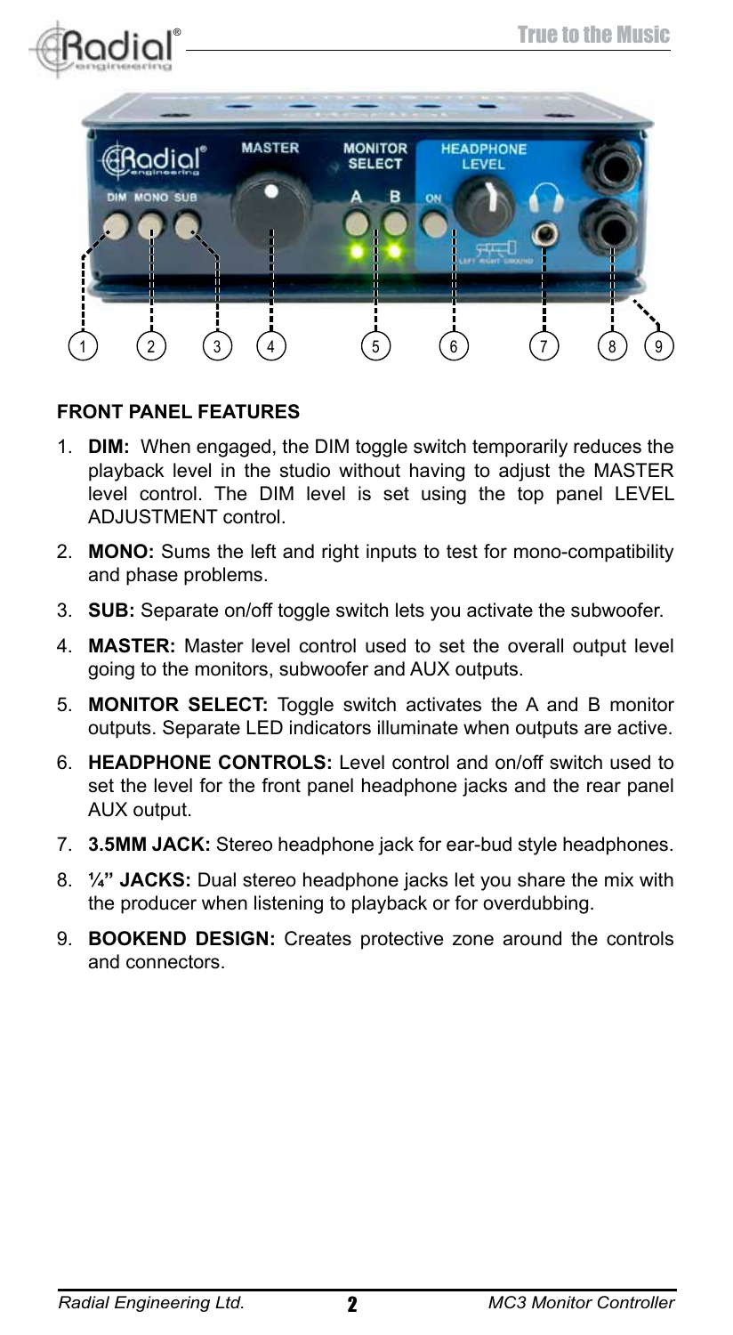## FRONT PANEL FEATURES

1. **DIM:** When engaged, the DIM toggle switch temporarily reduces the playback level in the studio without having to adjust the MASTER level control. The DIM level is set using the top panel LEVEL ADJUSTMENT control.
2. **MONO:** Sums the left and right inputs to test for mono-compatibility and phase problems.
3. **SUB:** Separate on/off toggle switch lets you activate the subwoofer.
4. **MASTER:** Master level control used to set the overall output level going to the monitors, subwoofer and AUX outputs.
5. **MONITOR SELECT:** Toggle switch activates the A and B monitor outputs. Separate LED indicators illuminate when outputs are active.
6. **HEADPHONE CONTROLS:** Level control and on/off switch used to set the level for the front panel headphone jacks and the rear panel AUX output.
7. **3.5MM JACK:** Stereo headphone jack for ear-bud style headphones.
8. **¼" JACKS:** Dual stereo headphone jacks let you share the mix with the producer when listening to playback or for overdubbing.
9. **BOOKEND DESIGN:** Creates protective zone around the controls and connectors.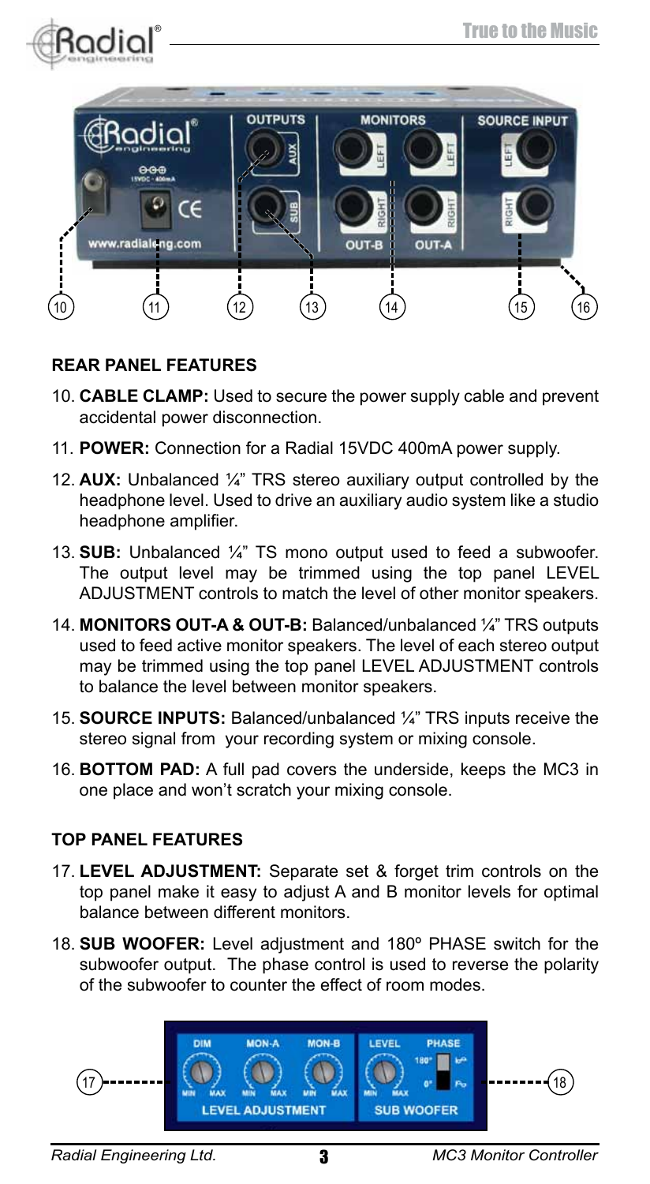## REAR PANEL FEATURES

10. **CABLE CLAMP:** Used to secure the power supply cable and prevent accidental power disconnection.
11. **POWER:** Connection for a Radial 15VDC 400mA power supply.
12. **AUX:** Unbalanced ¼" TRS stereo auxiliary output controlled by the headphone level. Used to drive an auxiliary audio system like a studio headphone amplifier.
13. **SUB:** Unbalanced ¼" TS mono output used to feed a subwoofer. The output level may be trimmed using the top panel LEVEL ADJUSTMENT controls to match the level of other monitor speakers.
14. **MONITORS OUT-A & OUT-B:** Balanced/unbalanced ¼" TRS outputs used to feed active monitor speakers. The level of each stereo output may be trimmed using the top panel LEVEL ADJUSTMENT controls to balance the level between monitor speakers.
15. **SOURCE INPUTS:** Balanced/unbalanced ¼" TRS inputs receive the stereo signal from your recording system or mixing console.
16. **BOTTOM PAD:** A full pad covers the underside, keeps the MC3 in one place and won't scratch your mixing console.

## TOP PANEL FEATURES

17. **LEVEL ADJUSTMENT:** Separate set & forget trim controls on the top panel make it easy to adjust A and B monitor levels for optimal balance between different monitors.
18. **SUB WOOFER:** Level adjustment and 180º PHASE switch for the subwoofer output. The phase control is used to reverse the polarity of the subwoofer to counter the effect of room modes.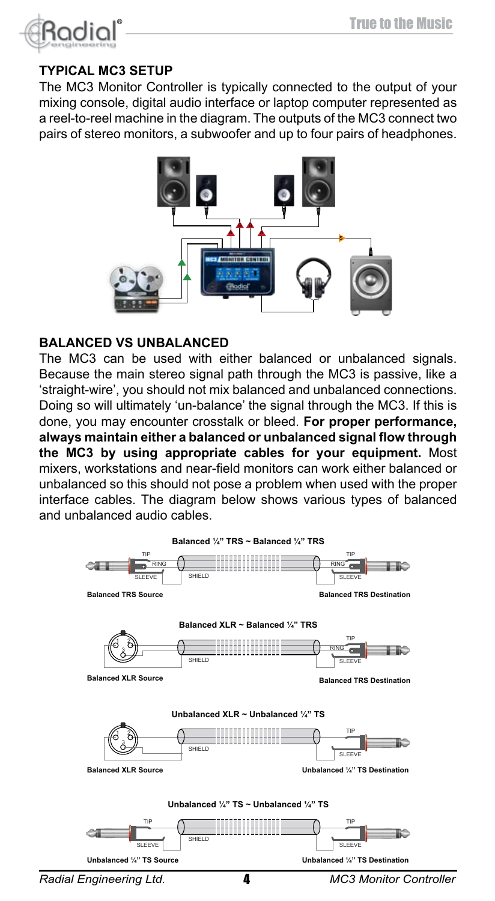## TYPICAL MC3 SETUP

The MC3 Monitor Controller is typically connected to the output of your mixing console, digital audio interface or laptop computer represented as a reel-to-reel machine in the diagram. The outputs of the MC3 connect two pairs of stereo monitors, a subwoofer and up to four pairs of headphones.

## BALANCED VS UNBALANCED

The MC3 can be used with either balanced or unbalanced signals. Because the main stereo signal path through the MC3 is passive, like a 'straight-wire', you should not mix balanced and unbalanced connections. Doing so will ultimately 'un-balance' the signal through the MC3. If this is done, you may encounter crosstalk or bleed. **For proper performance, always maintain either a balanced or unbalanced signal flow through the MC3 by using appropriate cables for your equipment.** Most mixers, workstations and near-field monitors can work either balanced or unbalanced so this should not pose a problem when used with the proper interface cables. The diagram below shows various types of balanced and unbalanced audio cables.

**Balanced ¼" TRS ~ Balanced ¼" TRS**

Balanced TRS Source — Balanced TRS Destination

**Balanced XLR ~ Balanced ¼" TRS**

Balanced XLR Source — Balanced TRS Destination

**Unbalanced XLR ~ Unbalanced ¼" TS**

Balanced XLR Source — Unbalanced ¼" TS Destination

**Unbalanced ¼" TS ~ Unbalanced ¼" TS**

Unbalanced ¼" TS Source — Unbalanced ¼" TS Destination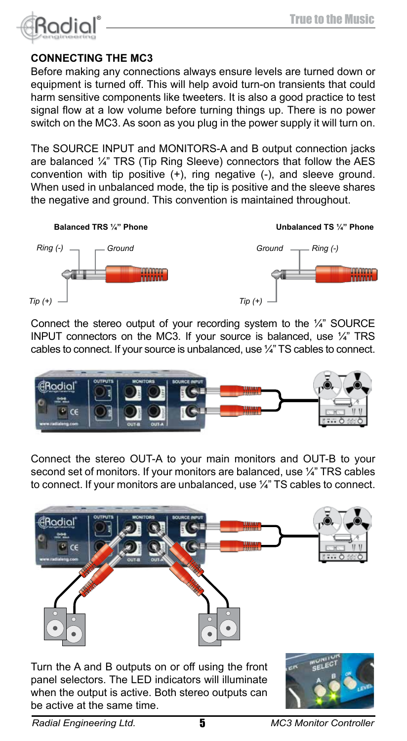## CONNECTING THE MC3

Before making any connections always ensure levels are turned down or equipment is turned off. This will help avoid turn-on transients that could harm sensitive components like tweeters. It is also a good practice to test signal flow at a low volume before turning things up. There is no power switch on the MC3. As soon as you plug in the power supply it will turn on.

The SOURCE INPUT and MONITORS-A and B output connection jacks are balanced ¼" TRS (Tip Ring Sleeve) connectors that follow the AES convention with tip positive (+), ring negative (-), and sleeve ground. When used in unbalanced mode, the tip is positive and the sleeve shares the negative and ground. This convention is maintained throughout.

**Balanced TRS ¼" Phone**

*Ring (-)* *Ground* *Tip (+)*

**Unbalanced TS ¼" Phone**

*Ground* *Ring (-)* *Tip (+)*

Connect the stereo output of your recording system to the ¼" SOURCE INPUT connectors on the MC3. If your source is balanced, use ¼" TRS cables to connect. If your source is unbalanced, use ¼" TS cables to connect.

Connect the stereo OUT-A to your main monitors and OUT-B to your second set of monitors. If your monitors are balanced, use ¼" TRS cables to connect. If your monitors are unbalanced, use ¼" TS cables to connect.

Turn the A and B outputs on or off using the front panel selectors. The LED indicators will illuminate when the output is active. Both stereo outputs can be active at the same time.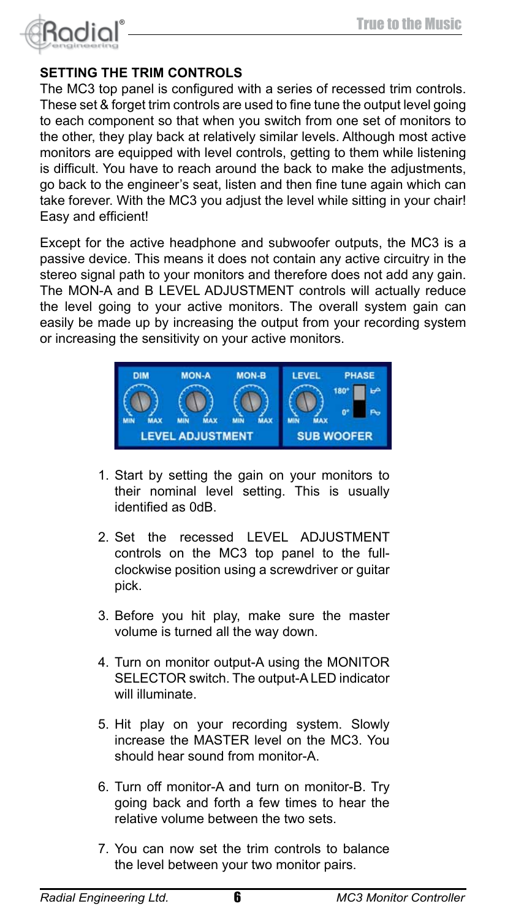## SETTING THE TRIM CONTROLS

The MC3 top panel is configured with a series of recessed trim controls. These set & forget trim controls are used to fine tune the output level going to each component so that when you switch from one set of monitors to the other, they play back at relatively similar levels. Although most active monitors are equipped with level controls, getting to them while listening is difficult. You have to reach around the back to make the adjustments, go back to the engineer's seat, listen and then fine tune again which can take forever. With the MC3 you adjust the level while sitting in your chair! Easy and efficient!

Except for the active headphone and subwoofer outputs, the MC3 is a passive device. This means it does not contain any active circuitry in the stereo signal path to your monitors and therefore does not add any gain. The MON-A and B LEVEL ADJUSTMENT controls will actually reduce the level going to your active monitors. The overall system gain can easily be made up by increasing the output from your recording system or increasing the sensitivity on your active monitors.

1. Start by setting the gain on your monitors to their nominal level setting. This is usually identified as 0dB.
2. Set the recessed LEVEL ADJUSTMENT controls on the MC3 top panel to the full-clockwise position using a screwdriver or guitar pick.
3. Before you hit play, make sure the master volume is turned all the way down.
4. Turn on monitor output-A using the MONITOR SELECTOR switch. The output-A LED indicator will illuminate.
5. Hit play on your recording system. Slowly increase the MASTER level on the MC3. You should hear sound from monitor-A.
6. Turn off monitor-A and turn on monitor-B. Try going back and forth a few times to hear the relative volume between the two sets.
7. You can now set the trim controls to balance the level between your two monitor pairs.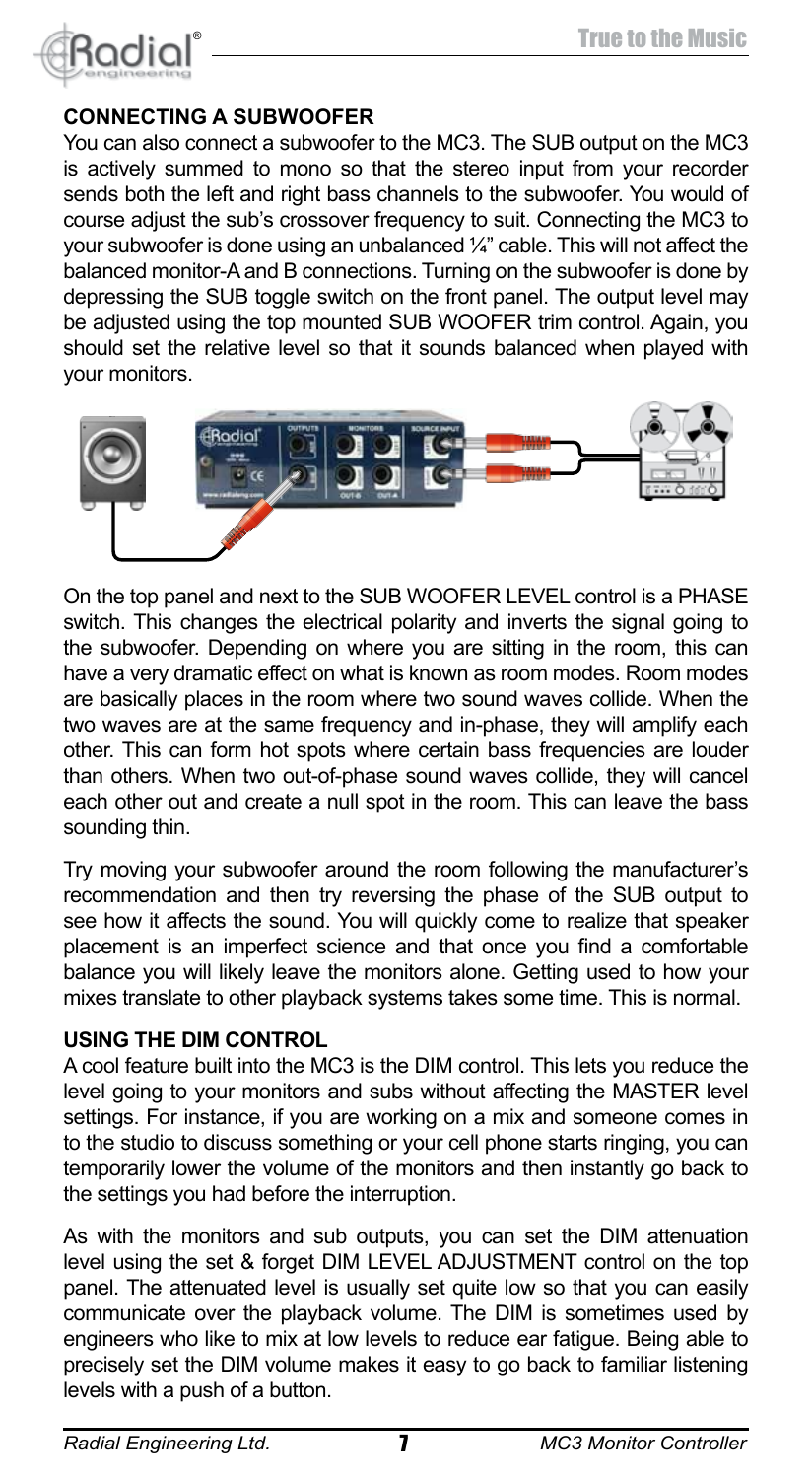## CONNECTING A SUBWOOFER

You can also connect a subwoofer to the MC3. The SUB output on the MC3 is actively summed to mono so that the stereo input from your recorder sends both the left and right bass channels to the subwoofer. You would of course adjust the sub's crossover frequency to suit. Connecting the MC3 to your subwoofer is done using an unbalanced ¼" cable. This will not affect the balanced monitor-A and B connections. Turning on the subwoofer is done by depressing the SUB toggle switch on the front panel. The output level may be adjusted using the top mounted SUB WOOFER trim control. Again, you should set the relative level so that it sounds balanced when played with your monitors.

On the top panel and next to the SUB WOOFER LEVEL control is a PHASE switch. This changes the electrical polarity and inverts the signal going to the subwoofer. Depending on where you are sitting in the room, this can have a very dramatic effect on what is known as room modes. Room modes are basically places in the room where two sound waves collide. When the two waves are at the same frequency and in-phase, they will amplify each other. This can form hot spots where certain bass frequencies are louder than others. When two out-of-phase sound waves collide, they will cancel each other out and create a null spot in the room. This can leave the bass sounding thin.

Try moving your subwoofer around the room following the manufacturer's recommendation and then try reversing the phase of the SUB output to see how it affects the sound. You will quickly come to realize that speaker placement is an imperfect science and that once you find a comfortable balance you will likely leave the monitors alone. Getting used to how your mixes translate to other playback systems takes some time. This is normal.

## USING THE DIM CONTROL

A cool feature built into the MC3 is the DIM control. This lets you reduce the level going to your monitors and subs without affecting the MASTER level settings. For instance, if you are working on a mix and someone comes in to the studio to discuss something or your cell phone starts ringing, you can temporarily lower the volume of the monitors and then instantly go back to the settings you had before the interruption.

As with the monitors and sub outputs, you can set the DIM attenuation level using the set & forget DIM LEVEL ADJUSTMENT control on the top panel. The attenuated level is usually set quite low so that you can easily communicate over the playback volume. The DIM is sometimes used by engineers who like to mix at low levels to reduce ear fatigue. Being able to precisely set the DIM volume makes it easy to go back to familiar listening levels with a push of a button.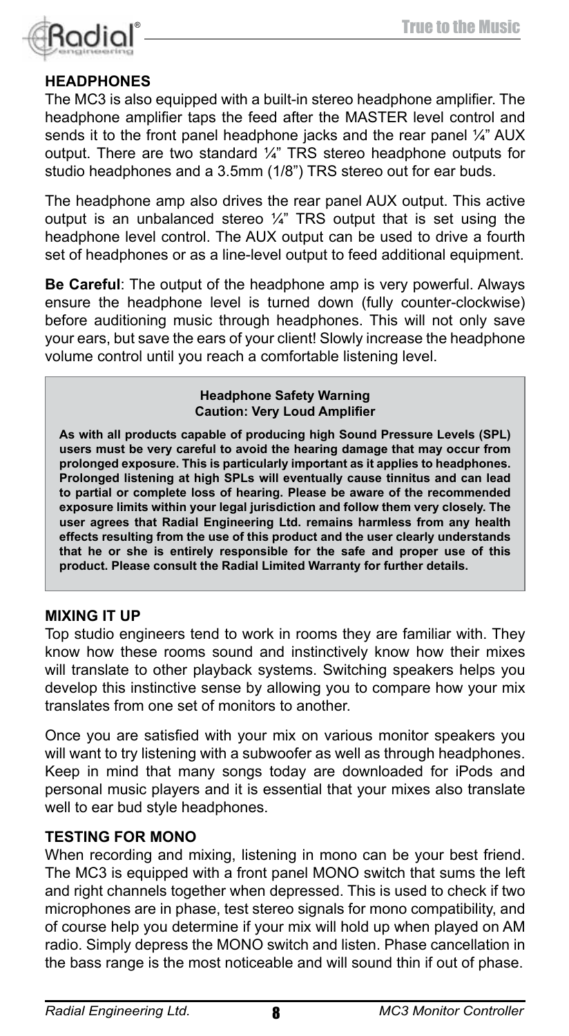## HEADPHONES

The MC3 is also equipped with a built-in stereo headphone amplifier. The headphone amplifier taps the feed after the MASTER level control and sends it to the front panel headphone jacks and the rear panel ¼" AUX output. There are two standard ¼" TRS stereo headphone outputs for studio headphones and a 3.5mm (1/8") TRS stereo out for ear buds.

The headphone amp also drives the rear panel AUX output. This active output is an unbalanced stereo ¼" TRS output that is set using the headphone level control. The AUX output can be used to drive a fourth set of headphones or as a line-level output to feed additional equipment.

**Be Careful**: The output of the headphone amp is very powerful. Always ensure the headphone level is turned down (fully counter-clockwise) before auditioning music through headphones. This will not only save your ears, but save the ears of your client! Slowly increase the headphone volume control until you reach a comfortable listening level.

> **Headphone Safety Warning**
> **Caution: Very Loud Amplifier**
>
> **As with all products capable of producing high Sound Pressure Levels (SPL) users must be very careful to avoid the hearing damage that may occur from prolonged exposure. This is particularly important as it applies to headphones. Prolonged listening at high SPLs will eventually cause tinnitus and can lead to partial or complete loss of hearing. Please be aware of the recommended exposure limits within your legal jurisdiction and follow them very closely. The user agrees that Radial Engineering Ltd. remains harmless from any health effects resulting from the use of this product and the user clearly understands that he or she is entirely responsible for the safe and proper use of this product. Please consult the Radial Limited Warranty for further details.**

## MIXING IT UP

Top studio engineers tend to work in rooms they are familiar with. They know how these rooms sound and instinctively know how their mixes will translate to other playback systems. Switching speakers helps you develop this instinctive sense by allowing you to compare how your mix translates from one set of monitors to another.

Once you are satisfied with your mix on various monitor speakers you will want to try listening with a subwoofer as well as through headphones. Keep in mind that many songs today are downloaded for iPods and personal music players and it is essential that your mixes also translate well to ear bud style headphones.

## TESTING FOR MONO

When recording and mixing, listening in mono can be your best friend. The MC3 is equipped with a front panel MONO switch that sums the left and right channels together when depressed. This is used to check if two microphones are in phase, test stereo signals for mono compatibility, and of course help you determine if your mix will hold up when played on AM radio. Simply depress the MONO switch and listen. Phase cancellation in the bass range is the most noticeable and will sound thin if out of phase.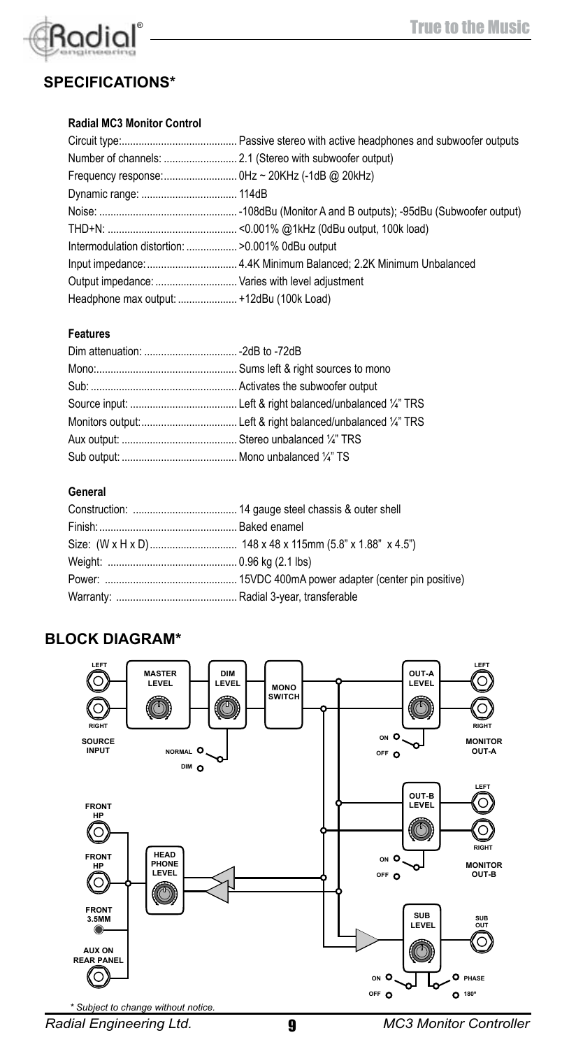## SPECIFICATIONS*

### Radial MC3 Monitor Control

| | |
|---|---|
| Circuit type: | Passive stereo with active headphones and subwoofer outputs |
| Number of channels: | 2.1 (Stereo with subwoofer output) |
| Frequency response: | 0Hz ~ 20KHz (-1dB @ 20kHz) |
| Dynamic range: | 114dB |
| Noise: | -108dBu (Monitor A and B outputs); -95dBu (Subwoofer output) |
| THD+N: | <0.001% @1kHz (0dBu output, 100k load) |
| Intermodulation distortion: | >0.001% 0dBu output |
| Input impedance: | 4.4K Minimum Balanced; 2.2K Minimum Unbalanced |
| Output impedance: | Varies with level adjustment |
| Headphone max output: | +12dBu (100k Load) |

### Features

| | |
|---|---|
| Dim attenuation: | -2dB to -72dB |
| Mono: | Sums left & right sources to mono |
| Sub: | Activates the subwoofer output |
| Source input: | Left & right balanced/unbalanced ¼" TRS |
| Monitors output: | Left & right balanced/unbalanced ¼" TRS |
| Aux output: | Stereo unbalanced ¼" TRS |
| Sub output: | Mono unbalanced ¼" TS |

### General

| | |
|---|---|
| Construction: | 14 gauge steel chassis & outer shell |
| Finish: | Baked enamel |
| Size: (W x H x D) | 148 x 48 x 115mm (5.8" x 1.88" x 4.5") |
| Weight: | 0.96 kg (2.1 lbs) |
| Power: | 15VDC 400mA power adapter (center pin positive) |
| Warranty: | Radial 3-year, transferable |

## BLOCK DIAGRAM*

LEFT, RIGHT, SOURCE INPUT, MASTER LEVEL, DIM LEVEL, NORMAL, DIM, MONO SWITCH, OUT-A LEVEL, ON, OFF, LEFT, RIGHT, MONITOR OUT-A, OUT-B LEVEL, ON, OFF, LEFT, RIGHT, MONITOR OUT-B, FRONT HP, FRONT HP, FRONT 3.5MM, AUX ON REAR PANEL, HEAD PHONE LEVEL, SUB LEVEL, SUB OUT, ON, OFF, PHASE, 180º

*\* Subject to change without notice.*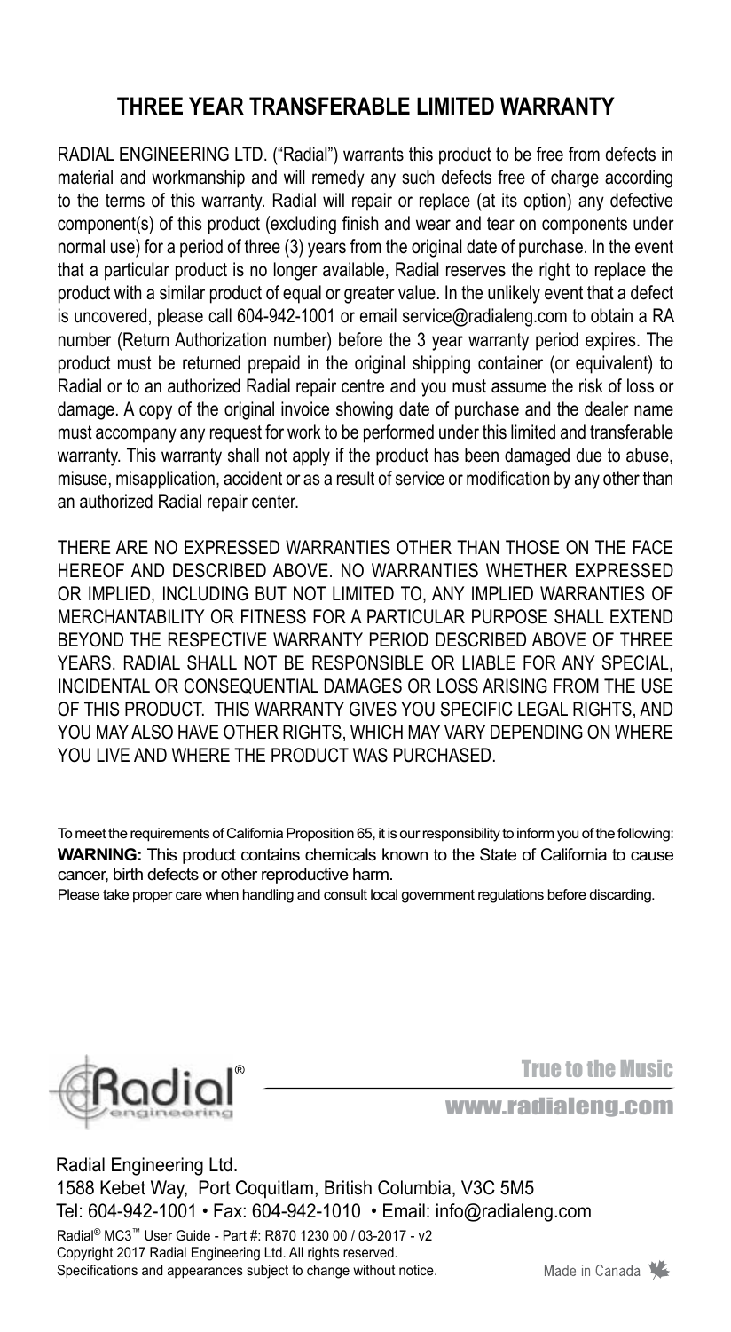## THREE YEAR TRANSFERABLE LIMITED WARRANTY

RADIAL ENGINEERING LTD. ("Radial") warrants this product to be free from defects in material and workmanship and will remedy any such defects free of charge according to the terms of this warranty. Radial will repair or replace (at its option) any defective component(s) of this product (excluding finish and wear and tear on components under normal use) for a period of three (3) years from the original date of purchase. In the event that a particular product is no longer available, Radial reserves the right to replace the product with a similar product of equal or greater value. In the unlikely event that a defect is uncovered, please call 604-942-1001 or email service@radialeng.com to obtain a RA number (Return Authorization number) before the 3 year warranty period expires. The product must be returned prepaid in the original shipping container (or equivalent) to Radial or to an authorized Radial repair centre and you must assume the risk of loss or damage. A copy of the original invoice showing date of purchase and the dealer name must accompany any request for work to be performed under this limited and transferable warranty. This warranty shall not apply if the product has been damaged due to abuse, misuse, misapplication, accident or as a result of service or modification by any other than an authorized Radial repair center.

THERE ARE NO EXPRESSED WARRANTIES OTHER THAN THOSE ON THE FACE HEREOF AND DESCRIBED ABOVE. NO WARRANTIES WHETHER EXPRESSED OR IMPLIED, INCLUDING BUT NOT LIMITED TO, ANY IMPLIED WARRANTIES OF MERCHANTABILITY OR FITNESS FOR A PARTICULAR PURPOSE SHALL EXTEND BEYOND THE RESPECTIVE WARRANTY PERIOD DESCRIBED ABOVE OF THREE YEARS. RADIAL SHALL NOT BE RESPONSIBLE OR LIABLE FOR ANY SPECIAL, INCIDENTAL OR CONSEQUENTIAL DAMAGES OR LOSS ARISING FROM THE USE OF THIS PRODUCT. THIS WARRANTY GIVES YOU SPECIFIC LEGAL RIGHTS, AND YOU MAY ALSO HAVE OTHER RIGHTS, WHICH MAY VARY DEPENDING ON WHERE YOU LIVE AND WHERE THE PRODUCT WAS PURCHASED.

To meet the requirements of California Proposition 65, it is our responsibility to inform you of the following:
**WARNING:** This product contains chemicals known to the State of California to cause cancer, birth defects or other reproductive harm.
Please take proper care when handling and consult local government regulations before discarding.

Radial® engineering

True to the Music

www.radialeng.com

Radial Engineering Ltd.
1588 Kebet Way, Port Coquitlam, British Columbia, V3C 5M5
Tel: 604-942-1001 • Fax: 604-942-1010 • Email: info@radialeng.com

Radial® MC3™ User Guide - Part #: R870 1230 00 / 03-2017 - v2
Copyright 2017 Radial Engineering Ltd. All rights reserved.
Specifications and appearances subject to change without notice.

Made in Canada